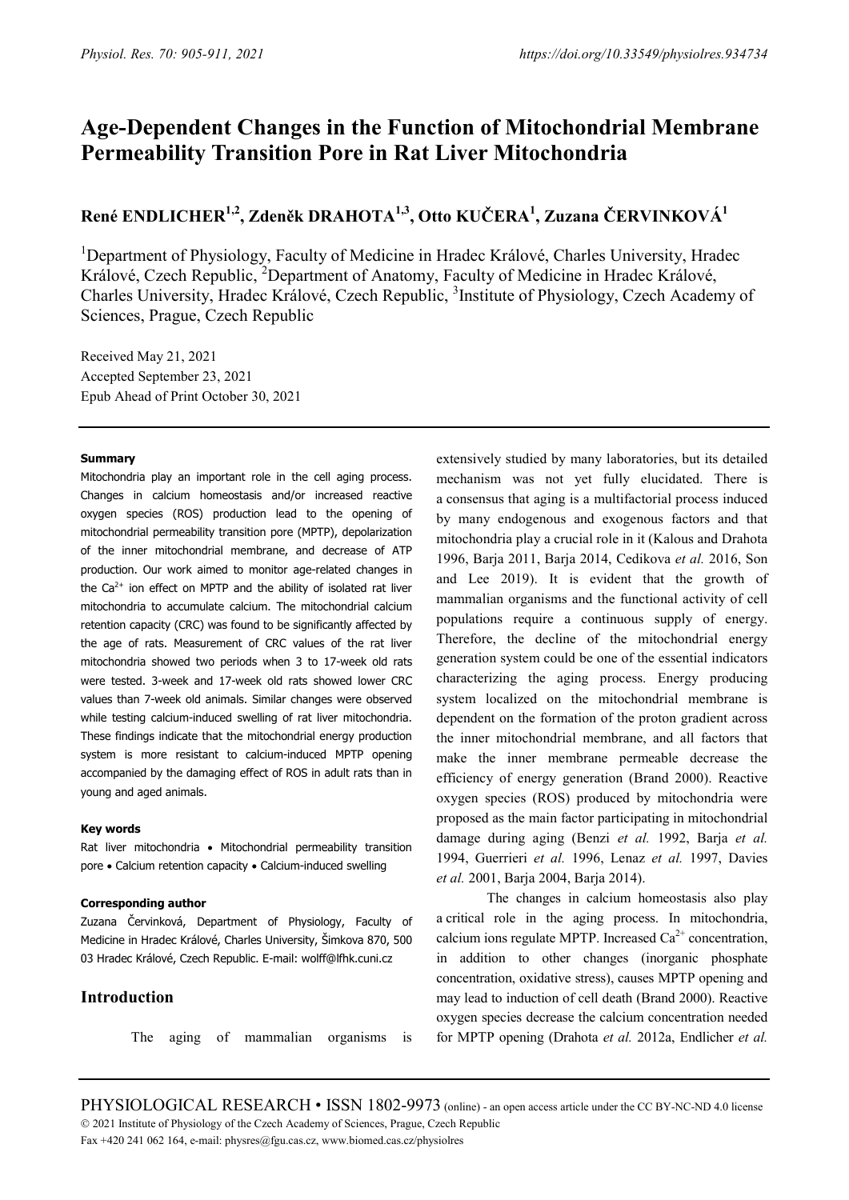# Age-Dependent Changes in the Function of Mitochondrial Membrane Permeability Transition Pore in Rat Liver Mitochondria

**René ENDLICHER[1,2], Zdeněk DRAHOTA[1,3], Otto KUČERA[1], Zuzana ČERVINKOVÁ[1]**

[1]Department of Physiology, Faculty of Medicine in Hradec Králové, Charles University, Hradec Králové, Czech Republic, [2]Department of Anatomy, Faculty of Medicine in Hradec Králové, Charles University, Hradec Králové, Czech Republic, [3]Institute of Physiology, Czech Academy of Sciences, Prague, Czech Republic

Received May 21, 2021
Accepted September 23, 2021
Epub Ahead of Print October 30, 2021

#### Summary

Mitochondria play an important role in the cell aging process. Changes in calcium homeostasis and/or increased reactive oxygen species (ROS) production lead to the opening of mitochondrial permeability transition pore (MPTP), depolarization of the inner mitochondrial membrane, and decrease of ATP production. Our work aimed to monitor age-related changes in the $Ca^{2+}$ ion effect on MPTP and the ability of isolated rat liver mitochondria to accumulate calcium. The mitochondrial calcium retention capacity (CRC) was found to be significantly affected by the age of rats. Measurement of CRC values of the rat liver mitochondria showed two periods when 3 to 17-week old rats were tested. 3-week and 17-week old rats showed lower CRC values than 7-week old animals. Similar changes were observed while testing calcium-induced swelling of rat liver mitochondria. These findings indicate that the mitochondrial energy production system is more resistant to calcium-induced MPTP opening accompanied by the damaging effect of ROS in adult rats than in young and aged animals.

#### Key words

Rat liver mitochondria • Mitochondrial permeability transition pore • Calcium retention capacity • Calcium-induced swelling

#### Corresponding author

Zuzana Červinková, Department of Physiology, Faculty of Medicine in Hradec Králové, Charles University, Šimkova 870, 500 03 Hradec Králové, Czech Republic. E-mail: wolff@lfhk.cuni.cz

## Introduction

The aging of mammalian organisms is extensively studied by many laboratories, but its detailed mechanism was not yet fully elucidated. There is a consensus that aging is a multifactorial process induced by many endogenous and exogenous factors and that mitochondria play a crucial role in it (Kalous and Drahota 1996, Barja 2011, Barja 2014, Cedikova *et al.* 2016, Son and Lee 2019). It is evident that the growth of mammalian organisms and the functional activity of cell populations require a continuous supply of energy. Therefore, the decline of the mitochondrial energy generation system could be one of the essential indicators characterizing the aging process. Energy producing system localized on the mitochondrial membrane is dependent on the formation of the proton gradient across the inner mitochondrial membrane, and all factors that make the inner membrane permeable decrease the efficiency of energy generation (Brand 2000). Reactive oxygen species (ROS) produced by mitochondria were proposed as the main factor participating in mitochondrial damage during aging (Benzi *et al.* 1992, Barja *et al.* 1994, Guerrieri *et al.* 1996, Lenaz *et al.* 1997, Davies *et al.* 2001, Barja 2004, Barja 2014).

The changes in calcium homeostasis also play a critical role in the aging process. In mitochondria, calcium ions regulate MPTP. Increased $Ca^{2+}$ concentration, in addition to other changes (inorganic phosphate concentration, oxidative stress), causes MPTP opening and may lead to induction of cell death (Brand 2000). Reactive oxygen species decrease the calcium concentration needed for MPTP opening (Drahota *et al.* 2012a, Endlicher *et al.*

PHYSIOLOGICAL RESEARCH • ISSN 1802-9973 (online) - an open access article under the CC BY-NC-ND 4.0 license
© 2021 Institute of Physiology of the Czech Academy of Sciences, Prague, Czech Republic
Fax +420 241 062 164, e-mail: physres@fgu.cas.cz, www.biomed.cas.cz/physiolres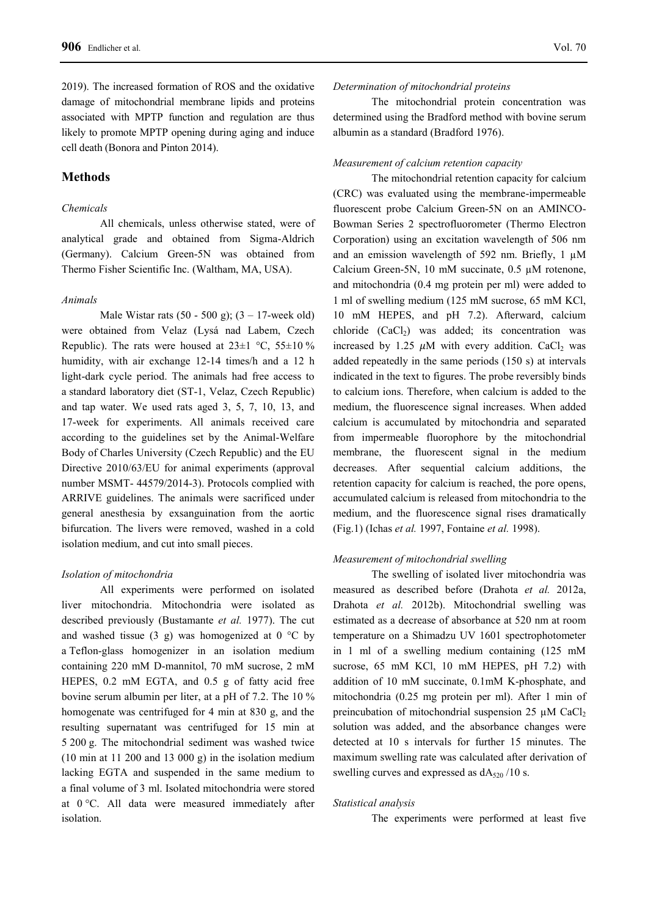2019). The increased formation of ROS and the oxidative damage of mitochondrial membrane lipids and proteins associated with MPTP function and regulation are thus likely to promote MPTP opening during aging and induce cell death (Bonora and Pinton 2014).

## Methods

### *Chemicals*

All chemicals, unless otherwise stated, were of analytical grade and obtained from Sigma-Aldrich (Germany). Calcium Green-5N was obtained from Thermo Fisher Scientific Inc. (Waltham, MA, USA).

### *Animals*

Male Wistar rats (50 - 500 g); (3 – 17-week old) were obtained from Velaz (Lysá nad Labem, Czech Republic). The rats were housed at 23±1 °C, 55±10 % humidity, with air exchange 12-14 times/h and a 12 h light-dark cycle period. The animals had free access to a standard laboratory diet (ST-1, Velaz, Czech Republic) and tap water. We used rats aged 3, 5, 7, 10, 13, and 17-week for experiments. All animals received care according to the guidelines set by the Animal-Welfare Body of Charles University (Czech Republic) and the EU Directive 2010/63/EU for animal experiments (approval number MSMT- 44579/2014-3). Protocols complied with ARRIVE guidelines. The animals were sacrificed under general anesthesia by exsanguination from the aortic bifurcation. The livers were removed, washed in a cold isolation medium, and cut into small pieces.

### *Isolation of mitochondria*

All experiments were performed on isolated liver mitochondria. Mitochondria were isolated as described previously (Bustamante *et al.* 1977). The cut and washed tissue (3 g) was homogenized at 0 °C by a Teflon-glass homogenizer in an isolation medium containing 220 mM D-mannitol, 70 mM sucrose, 2 mM HEPES, 0.2 mM EGTA, and 0.5 g of fatty acid free bovine serum albumin per liter, at a pH of 7.2. The 10 % homogenate was centrifuged for 4 min at 830 g, and the resulting supernatant was centrifuged for 15 min at 5 200 g. The mitochondrial sediment was washed twice (10 min at 11 200 and 13 000 g) in the isolation medium lacking EGTA and suspended in the same medium to a final volume of 3 ml. Isolated mitochondria were stored at 0 °C. All data were measured immediately after isolation.

### *Determination of mitochondrial proteins*

The mitochondrial protein concentration was determined using the Bradford method with bovine serum albumin as a standard (Bradford 1976).

### *Measurement of calcium retention capacity*

The mitochondrial retention capacity for calcium (CRC) was evaluated using the membrane-impermeable fluorescent probe Calcium Green-5N on an AMINCO-Bowman Series 2 spectrofluorometer (Thermo Electron Corporation) using an excitation wavelength of 506 nm and an emission wavelength of 592 nm. Briefly, 1 µM Calcium Green-5N, 10 mM succinate, 0.5 µM rotenone, and mitochondria (0.4 mg protein per ml) were added to 1 ml of swelling medium (125 mM sucrose, 65 mM KCl, 10 mM HEPES, and pH 7.2). Afterward, calcium chloride ($CaCl_2$) was added; its concentration was increased by 1.25 µM with every addition. $CaCl_2$ was added repeatedly in the same periods (150 s) at intervals indicated in the text to figures. The probe reversibly binds to calcium ions. Therefore, when calcium is added to the medium, the fluorescence signal increases. When added calcium is accumulated by mitochondria and separated from impermeable fluorophore by the mitochondrial membrane, the fluorescent signal in the medium decreases. After sequential calcium additions, the retention capacity for calcium is reached, the pore opens, accumulated calcium is released from mitochondria to the medium, and the fluorescence signal rises dramatically (Fig.1) (Ichas *et al.* 1997, Fontaine *et al.* 1998).

### *Measurement of mitochondrial swelling*

The swelling of isolated liver mitochondria was measured as described before (Drahota *et al.* 2012a, Drahota *et al.* 2012b). Mitochondrial swelling was estimated as a decrease of absorbance at 520 nm at room temperature on a Shimadzu UV 1601 spectrophotometer in 1 ml of a swelling medium containing (125 mM sucrose, 65 mM KCl, 10 mM HEPES, pH 7.2) with addition of 10 mM succinate, 0.1mM K-phosphate, and mitochondria (0.25 mg protein per ml). After 1 min of preincubation of mitochondrial suspension 25 µM $CaCl_2$ solution was added, and the absorbance changes were detected at 10 s intervals for further 15 minutes. The maximum swelling rate was calculated after derivation of swelling curves and expressed as $dA_{520}$ /10 s.

### *Statistical analysis*

The experiments were performed at least five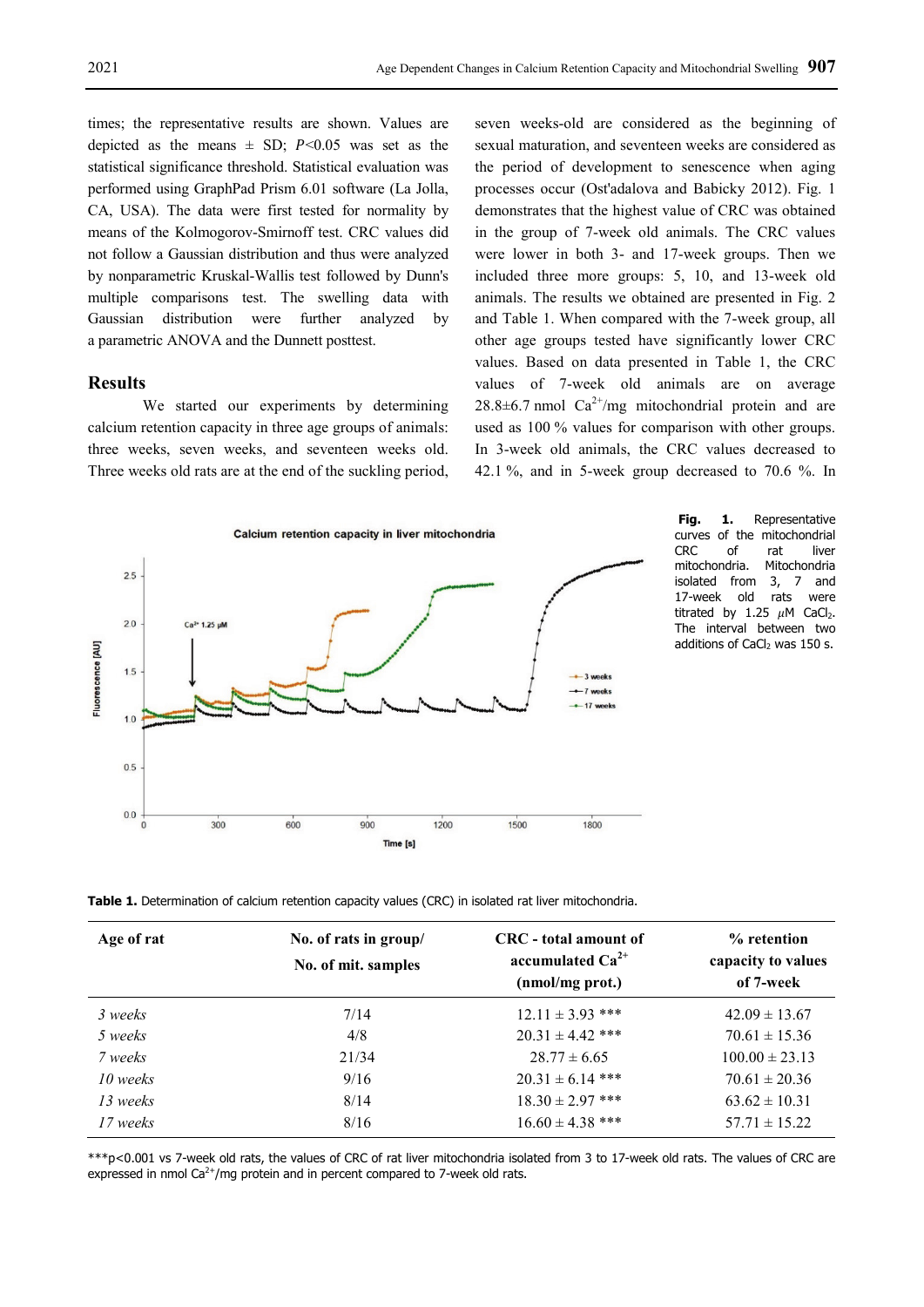times; the representative results are shown. Values are depicted as the means ± SD; $P<0.05$ was set as the statistical significance threshold. Statistical evaluation was performed using GraphPad Prism 6.01 software (La Jolla, CA, USA). The data were first tested for normality by means of the Kolmogorov-Smirnoff test. CRC values did not follow a Gaussian distribution and thus were analyzed by nonparametric Kruskal-Wallis test followed by Dunn's multiple comparisons test. The swelling data with Gaussian distribution were further analyzed by a parametric ANOVA and the Dunnett posttest.

## Results

We started our experiments by determining calcium retention capacity in three age groups of animals: three weeks, seven weeks, and seventeen weeks old. Three weeks old rats are at the end of the suckling period, seven weeks-old are considered as the beginning of sexual maturation, and seventeen weeks are considered as the period of development to senescence when aging processes occur (Ost'adalova and Babicky 2012). Fig. 1 demonstrates that the highest value of CRC was obtained in the group of 7-week old animals. The CRC values were lower in both 3- and 17-week groups. Then we included three more groups: 5, 10, and 13-week old animals. The results we obtained are presented in Fig. 2 and Table 1. When compared with the 7-week group, all other age groups tested have significantly lower CRC values. Based on data presented in Table 1, the CRC values of 7-week old animals are on average 28.8±6.7 nmol $Ca^{2+}$/mg mitochondrial protein and are used as 100 % values for comparison with other groups. In 3-week old animals, the CRC values decreased to 42.1 %, and in 5-week group decreased to 70.6 %. In

**Fig. 1.** Representative curves of the mitochondrial CRC of rat liver mitochondria. Mitochondria isolated from 3, 7 and 17-week old rats were titrated by 1.25 $\mu$M $CaCl_2$. The interval between two additions of $CaCl_2$ was 150 s.

**Table 1.** Determination of calcium retention capacity values (CRC) in isolated rat liver mitochondria.

| Age of rat | No. of rats in group/ No. of mit. samples | CRC - total amount of accumulated $Ca^{2+}$ (nmol/mg prot.) | % retention capacity to values of 7-week |
|---|---|---|---|
| *3 weeks* | 7/14 | 12.11 ± 3.93 *** | 42.09 ± 13.67 |
| *5 weeks* | 4/8 | 20.31 ± 4.42 *** | 70.61 ± 15.36 |
| *7 weeks* | 21/34 | 28.77 ± 6.65 | 100.00 ± 23.13 |
| *10 weeks* | 9/16 | 20.31 ± 6.14 *** | 70.61 ± 20.36 |
| *13 weeks* | 8/14 | 18.30 ± 2.97 *** | 63.62 ± 10.31 |
| *17 weeks* | 8/16 | 16.60 ± 4.38 *** | 57.71 ± 15.22 |

***p<0.001 vs 7-week old rats, the values of CRC of rat liver mitochondria isolated from 3 to 17-week old rats. The values of CRC are expressed in nmol $Ca^{2+}$/mg protein and in percent compared to 7-week old rats.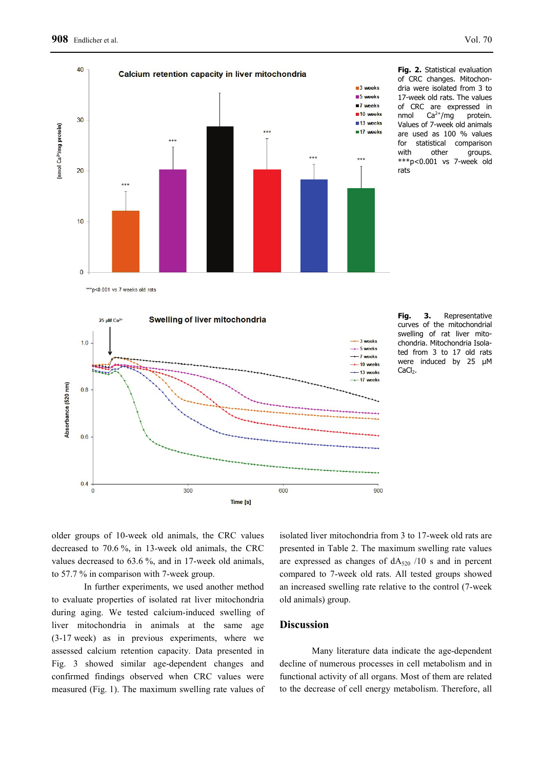**Fig. 2.** Statistical evaluation of CRC changes. Mitochondria were isolated from 3 to 17-week old rats. The values of CRC are expressed in nmol $Ca^{2+}$/mg protein. Values of 7-week old animals are used as 100 % values for statistical comparison with other groups. ***p<0.001 vs 7-week old rats

**Fig. 3.** Representative curves of the mitochondrial swelling of rat liver mitochondria. Mitochondria Isolated from 3 to 17 old rats were induced by 25 μM $CaCl_2$.

older groups of 10-week old animals, the CRC values decreased to 70.6 %, in 13-week old animals, the CRC values decreased to 63.6 %, and in 17-week old animals, to 57.7 % in comparison with 7-week group.

In further experiments, we used another method to evaluate properties of isolated rat liver mitochondria during aging. We tested calcium-induced swelling of liver mitochondria in animals at the same age (3-17 week) as in previous experiments, where we assessed calcium retention capacity. Data presented in Fig. 3 showed similar age-dependent changes and confirmed findings observed when CRC values were measured (Fig. 1). The maximum swelling rate values of isolated liver mitochondria from 3 to 17-week old rats are presented in Table 2. The maximum swelling rate values are expressed as changes of $dA_{520}$ /10 s and in percent compared to 7-week old rats. All tested groups showed an increased swelling rate relative to the control (7-week old animals) group.

## Discussion

Many literature data indicate the age-dependent decline of numerous processes in cell metabolism and in functional activity of all organs. Most of them are related to the decrease of cell energy metabolism. Therefore, all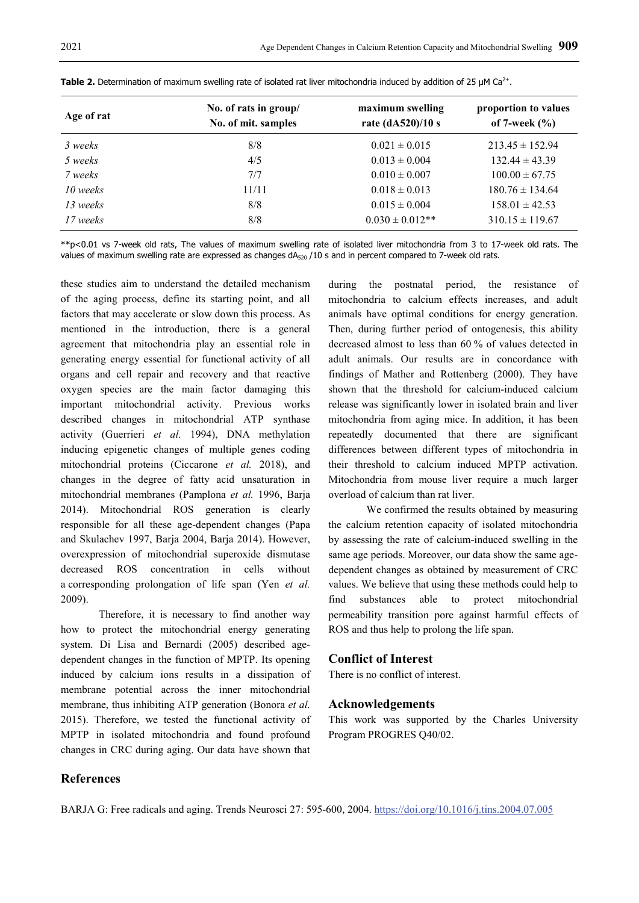**Table 2.** Determination of maximum swelling rate of isolated rat liver mitochondria induced by addition of 25 μM $Ca^{2+}$.

| Age of rat | No. of rats in group/ No. of mit. samples | maximum swelling rate (dA520)/10 s | proportion to values of 7-week (%) |
|---|---|---|---|
| *3 weeks* | 8/8 | 0.021 ± 0.015 | 213.45 ± 152.94 |
| *5 weeks* | 4/5 | 0.013 ± 0.004 | 132.44 ± 43.39 |
| *7 weeks* | 7/7 | 0.010 ± 0.007 | 100.00 ± 67.75 |
| *10 weeks* | 11/11 | 0.018 ± 0.013 | 180.76 ± 134.64 |
| *13 weeks* | 8/8 | 0.015 ± 0.004 | 158.01 ± 42.53 |
| *17 weeks* | 8/8 | 0.030 ± 0.012** | 310.15 ± 119.67 |

**p<0.01 vs 7-week old rats, The values of maximum swelling rate of isolated liver mitochondria from 3 to 17-week old rats. The values of maximum swelling rate are expressed as changes $dA_{520}$ /10 s and in percent compared to 7-week old rats.

these studies aim to understand the detailed mechanism of the aging process, define its starting point, and all factors that may accelerate or slow down this process. As mentioned in the introduction, there is a general agreement that mitochondria play an essential role in generating energy essential for functional activity of all organs and cell repair and recovery and that reactive oxygen species are the main factor damaging this important mitochondrial activity. Previous works described changes in mitochondrial ATP synthase activity (Guerrieri *et al.* 1994), DNA methylation inducing epigenetic changes of multiple genes coding mitochondrial proteins (Ciccarone *et al.* 2018), and changes in the degree of fatty acid unsaturation in mitochondrial membranes (Pamplona *et al.* 1996, Barja 2014). Mitochondrial ROS generation is clearly responsible for all these age-dependent changes (Papa and Skulachev 1997, Barja 2004, Barja 2014). However, overexpression of mitochondrial superoxide dismutase decreased ROS concentration in cells without a corresponding prolongation of life span (Yen *et al.* 2009).

Therefore, it is necessary to find another way how to protect the mitochondrial energy generating system. Di Lisa and Bernardi (2005) described age-dependent changes in the function of MPTP. Its opening induced by calcium ions results in a dissipation of membrane potential across the inner mitochondrial membrane, thus inhibiting ATP generation (Bonora *et al.* 2015). Therefore, we tested the functional activity of MPTP in isolated mitochondria and found profound changes in CRC during aging. Our data have shown that during the postnatal period, the resistance of mitochondria to calcium effects increases, and adult animals have optimal conditions for energy generation. Then, during further period of ontogenesis, this ability decreased almost to less than 60 % of values detected in adult animals. Our results are in concordance with findings of Mather and Rottenberg (2000). They have shown that the threshold for calcium-induced calcium release was significantly lower in isolated brain and liver mitochondria from aging mice. In addition, it has been repeatedly documented that there are significant differences between different types of mitochondria in their threshold to calcium induced MPTP activation. Mitochondria from mouse liver require a much larger overload of calcium than rat liver.

We confirmed the results obtained by measuring the calcium retention capacity of isolated mitochondria by assessing the rate of calcium-induced swelling in the same age periods. Moreover, our data show the same age-dependent changes as obtained by measurement of CRC values. We believe that using these methods could help to find substances able to protect mitochondrial permeability transition pore against harmful effects of ROS and thus help to prolong the life span.

## Conflict of Interest

There is no conflict of interest.

## Acknowledgements

This work was supported by the Charles University Program PROGRES Q40/02.

## References

BARJA G: Free radicals and aging. Trends Neurosci 27: 595-600, 2004. https://doi.org/10.1016/j.tins.2004.07.005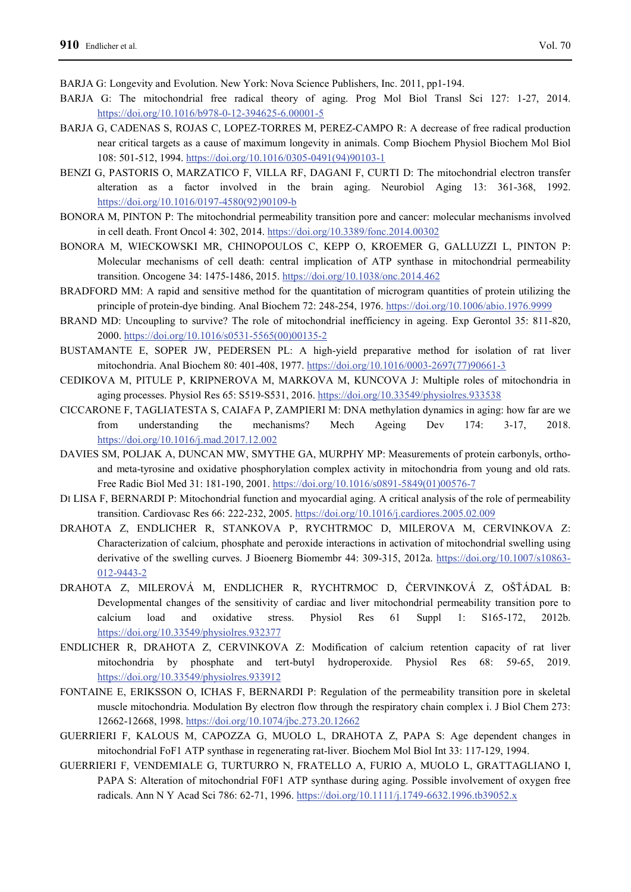BARJA G: Longevity and Evolution. New York: Nova Science Publishers, Inc. 2011, pp1-194.

BARJA G: The mitochondrial free radical theory of aging. Prog Mol Biol Transl Sci 127: 1-27, 2014. https://doi.org/10.1016/b978-0-12-394625-6.00001-5

BARJA G, CADENAS S, ROJAS C, LOPEZ-TORRES M, PEREZ-CAMPO R: A decrease of free radical production near critical targets as a cause of maximum longevity in animals. Comp Biochem Physiol Biochem Mol Biol 108: 501-512, 1994. https://doi.org/10.1016/0305-0491(94)90103-1

BENZI G, PASTORIS O, MARZATICO F, VILLA RF, DAGANI F, CURTI D: The mitochondrial electron transfer alteration as a factor involved in the brain aging. Neurobiol Aging 13: 361-368, 1992. https://doi.org/10.1016/0197-4580(92)90109-b

BONORA M, PINTON P: The mitochondrial permeability transition pore and cancer: molecular mechanisms involved in cell death. Front Oncol 4: 302, 2014. https://doi.org/10.3389/fonc.2014.00302

BONORA M, WIECKOWSKI MR, CHINOPOULOS C, KEPP O, KROEMER G, GALLUZZI L, PINTON P: Molecular mechanisms of cell death: central implication of ATP synthase in mitochondrial permeability transition. Oncogene 34: 1475-1486, 2015. https://doi.org/10.1038/onc.2014.462

BRADFORD MM: A rapid and sensitive method for the quantitation of microgram quantities of protein utilizing the principle of protein-dye binding. Anal Biochem 72: 248-254, 1976. https://doi.org/10.1006/abio.1976.9999

BRAND MD: Uncoupling to survive? The role of mitochondrial inefficiency in ageing. Exp Gerontol 35: 811-820, 2000. https://doi.org/10.1016/s0531-5565(00)00135-2

BUSTAMANTE E, SOPER JW, PEDERSEN PL: A high-yield preparative method for isolation of rat liver mitochondria. Anal Biochem 80: 401-408, 1977. https://doi.org/10.1016/0003-2697(77)90661-3

CEDIKOVA M, PITULE P, KRIPNEROVA M, MARKOVA M, KUNCOVA J: Multiple roles of mitochondria in aging processes. Physiol Res 65: S519-S531, 2016. https://doi.org/10.33549/physiolres.933538

CICCARONE F, TAGLIATESTA S, CAIAFA P, ZAMPIERI M: DNA methylation dynamics in aging: how far are we from understanding the mechanisms? Mech Ageing Dev 174: 3-17, 2018. https://doi.org/10.1016/j.mad.2017.12.002

DAVIES SM, POLJAK A, DUNCAN MW, SMYTHE GA, MURPHY MP: Measurements of protein carbonyls, ortho- and meta-tyrosine and oxidative phosphorylation complex activity in mitochondria from young and old rats. Free Radic Biol Med 31: 181-190, 2001. https://doi.org/10.1016/s0891-5849(01)00576-7

DI LISA F, BERNARDI P: Mitochondrial function and myocardial aging. A critical analysis of the role of permeability transition. Cardiovasc Res 66: 222-232, 2005. https://doi.org/10.1016/j.cardiores.2005.02.009

DRAHOTA Z, ENDLICHER R, STANKOVA P, RYCHTRMOC D, MILEROVA M, CERVINKOVA Z: Characterization of calcium, phosphate and peroxide interactions in activation of mitochondrial swelling using derivative of the swelling curves. J Bioenerg Biomembr 44: 309-315, 2012a. https://doi.org/10.1007/s10863-012-9443-2

DRAHOTA Z, MILEROVÁ M, ENDLICHER R, RYCHTRMOC D, ČERVINKOVÁ Z, OŠŤÁDAL B: Developmental changes of the sensitivity of cardiac and liver mitochondrial permeability transition pore to calcium load and oxidative stress. Physiol Res 61 Suppl 1: S165-172, 2012b. https://doi.org/10.33549/physiolres.932377

ENDLICHER R, DRAHOTA Z, CERVINKOVA Z: Modification of calcium retention capacity of rat liver mitochondria by phosphate and tert-butyl hydroperoxide. Physiol Res 68: 59-65, 2019. https://doi.org/10.33549/physiolres.933912

FONTAINE E, ERIKSSON O, ICHAS F, BERNARDI P: Regulation of the permeability transition pore in skeletal muscle mitochondria. Modulation By electron flow through the respiratory chain complex i. J Biol Chem 273: 12662-12668, 1998. https://doi.org/10.1074/jbc.273.20.12662

GUERRIERI F, KALOUS M, CAPOZZA G, MUOLO L, DRAHOTA Z, PAPA S: Age dependent changes in mitochondrial FoF1 ATP synthase in regenerating rat-liver. Biochem Mol Biol Int 33: 117-129, 1994.

GUERRIERI F, VENDEMIALE G, TURTURRO N, FRATELLO A, FURIO A, MUOLO L, GRATTAGLIANO I, PAPA S: Alteration of mitochondrial F0F1 ATP synthase during aging. Possible involvement of oxygen free radicals. Ann N Y Acad Sci 786: 62-71, 1996. https://doi.org/10.1111/j.1749-6632.1996.tb39052.x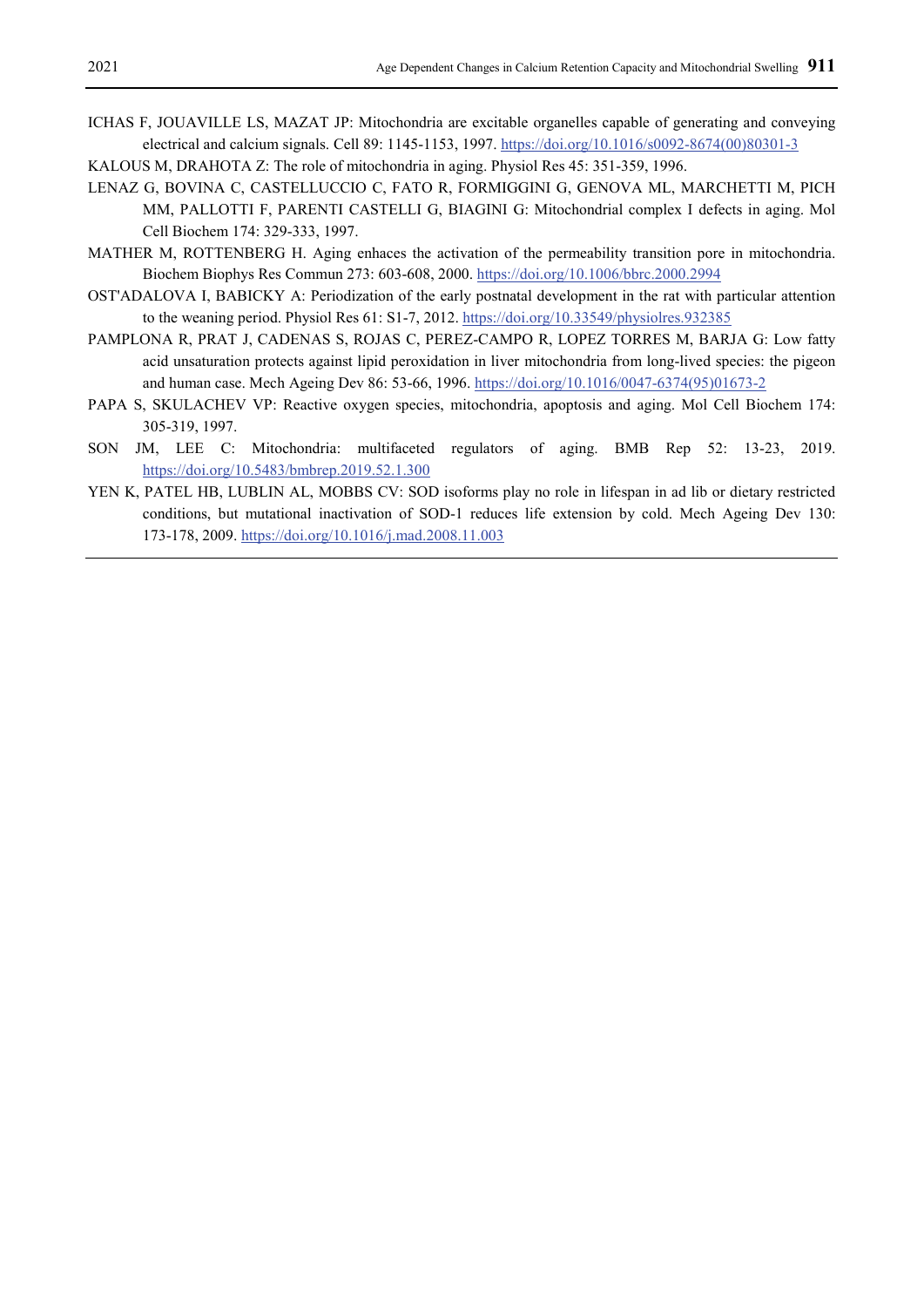ICHAS F, JOUAVILLE LS, MAZAT JP: Mitochondria are excitable organelles capable of generating and conveying electrical and calcium signals. Cell 89: 1145-1153, 1997. https://doi.org/10.1016/s0092-8674(00)80301-3

KALOUS M, DRAHOTA Z: The role of mitochondria in aging. Physiol Res 45: 351-359, 1996.

LENAZ G, BOVINA C, CASTELLUCCIO C, FATO R, FORMIGGINI G, GENOVA ML, MARCHETTI M, PICH MM, PALLOTTI F, PARENTI CASTELLI G, BIAGINI G: Mitochondrial complex I defects in aging. Mol Cell Biochem 174: 329-333, 1997.

MATHER M, ROTTENBERG H. Aging enhaces the activation of the permeability transition pore in mitochondria. Biochem Biophys Res Commun 273: 603-608, 2000. https://doi.org/10.1006/bbrc.2000.2994

OST'ADALOVA I, BABICKY A: Periodization of the early postnatal development in the rat with particular attention to the weaning period. Physiol Res 61: S1-7, 2012. https://doi.org/10.33549/physiolres.932385

PAMPLONA R, PRAT J, CADENAS S, ROJAS C, PEREZ-CAMPO R, LOPEZ TORRES M, BARJA G: Low fatty acid unsaturation protects against lipid peroxidation in liver mitochondria from long-lived species: the pigeon and human case. Mech Ageing Dev 86: 53-66, 1996. https://doi.org/10.1016/0047-6374(95)01673-2

PAPA S, SKULACHEV VP: Reactive oxygen species, mitochondria, apoptosis and aging. Mol Cell Biochem 174: 305-319, 1997.

SON JM, LEE C: Mitochondria: multifaceted regulators of aging. BMB Rep 52: 13-23, 2019. https://doi.org/10.5483/bmbrep.2019.52.1.300

YEN K, PATEL HB, LUBLIN AL, MOBBS CV: SOD isoforms play no role in lifespan in ad lib or dietary restricted conditions, but mutational inactivation of SOD-1 reduces life extension by cold. Mech Ageing Dev 130: 173-178, 2009. https://doi.org/10.1016/j.mad.2008.11.003